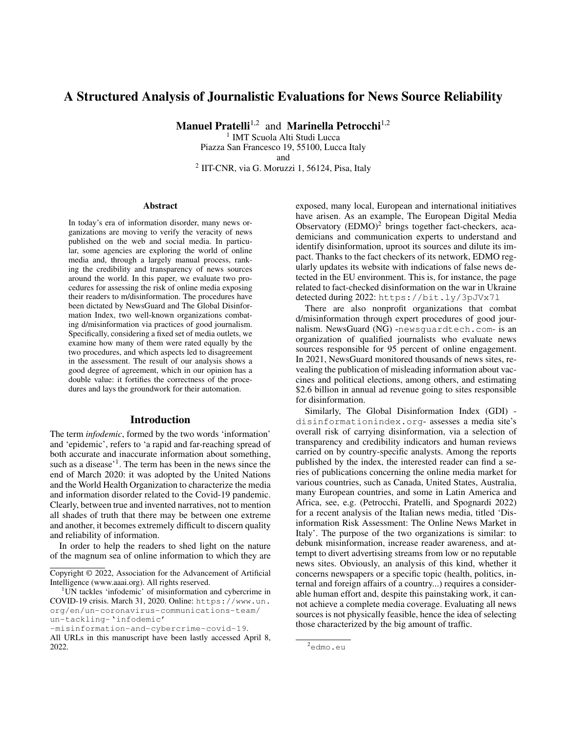# A Structured Analysis of Journalistic Evaluations for News Source Reliability

**Manuel Pratelli**[1,2] and **Marinella Petrocchi**[1,2]

[1] IMT Scuola Alti Studi Lucca
Piazza San Francesco 19, 55100, Lucca Italy
and
[2] IIT-CNR, via G. Moruzzi 1, 56124, Pisa, Italy

## Abstract

In today's era of information disorder, many news organizations are moving to verify the veracity of news published on the web and social media. In particular, some agencies are exploring the world of online media and, through a largely manual process, ranking the credibility and transparency of news sources around the world. In this paper, we evaluate two procedures for assessing the risk of online media exposing their readers to m/disinformation. The procedures have been dictated by NewsGuard and The Global Disinformation Index, two well-known organizations combating d/misinformation via practices of good journalism. Specifically, considering a fixed set of media outlets, we examine how many of them were rated equally by the two procedures, and which aspects led to disagreement in the assessment. The result of our analysis shows a good degree of agreement, which in our opinion has a double value: it fortifies the correctness of the procedures and lays the groundwork for their automation.

## Introduction

The term *infodemic*, formed by the two words 'information' and 'epidemic', refers to 'a rapid and far-reaching spread of both accurate and inaccurate information about something, such as a disease'[1]. The term has been in the news since the end of March 2020: it was adopted by the United Nations and the World Health Organization to characterize the media and information disorder related to the Covid-19 pandemic. Clearly, between true and invented narratives, not to mention all shades of truth that there may be between one extreme and another, it becomes extremely difficult to discern quality and reliability of information.

In order to help the readers to shed light on the nature of the magnum sea of online information to which they are exposed, many local, European and international initiatives have arisen. As an example, The European Digital Media Observatory (EDMO)[2] brings together fact-checkers, academicians and communication experts to understand and identify disinformation, uproot its sources and dilute its impact. Thanks to the fact checkers of its network, EDMO regularly updates its website with indications of false news detected in the EU environment. This is, for instance, the page related to fact-checked disinformation on the war in Ukraine detected during 2022: `https://bit.ly/3pJVx7l`

There are also nonprofit organizations that combat d/misinformation through expert procedures of good journalism. NewsGuard (NG) -`newsguardtech.com`- is an organization of qualified journalists who evaluate news sources responsible for 95 percent of online engagement. In 2021, NewsGuard monitored thousands of news sites, revealing the publication of misleading information about vaccines and political elections, among others, and estimating $2.6 billion in annual ad revenue going to sites responsible for disinformation.

Similarly, The Global Disinformation Index (GDI) -`disinformationindex.org`- assesses a media site's overall risk of carrying disinformation, via a selection of transparency and credibility indicators and human reviews carried on by country-specific analysts. Among the reports published by the index, the interested reader can find a series of publications concerning the online media market for various countries, such as Canada, United States, Australia, many European countries, and some in Latin America and Africa, see, e.g. (Petrocchi, Pratelli, and Spognardi 2022) for a recent analysis of the Italian news media, titled 'Disinformation Risk Assessment: The Online News Market in Italy'. The purpose of the two organizations is similar: to debunk misinformation, increase reader awareness, and attempt to divert advertising streams from low or no reputable news sites. Obviously, an analysis of this kind, whether it concerns newspapers or a specific topic (health, politics, internal and foreign affairs of a country...) requires a considerable human effort and, despite this painstaking work, it cannot achieve a complete media coverage. Evaluating all news sources is not physically feasible, hence the idea of selecting those characterized by the big amount of traffic.

---

Copyright © 2022, Association for the Advancement of Artificial Intelligence (www.aaai.org). All rights reserved.

[1] UN tackles 'infodemic' of misinformation and cybercrime in COVID-19 crisis. March 31, 2020. Online: `https://www.un.org/en/un-coronavirus-communications-team/un-tackling-'infodemic'-misinformation-and-cybercrime-covid-19`. All URLs in this manuscript have been lastly accessed April 8, 2022.

[2] `edmo.eu`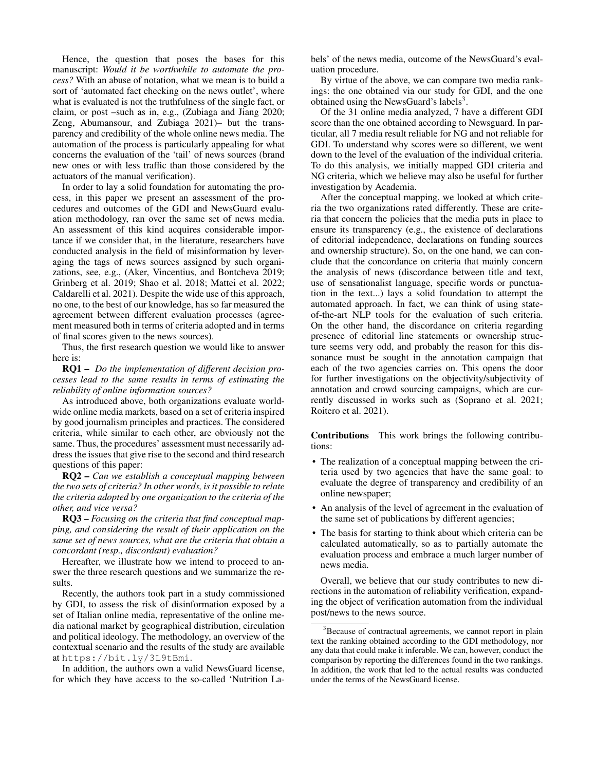Hence, the question that poses the bases for this manuscript: *Would it be worthwhile to automate the process?* With an abuse of notation, what we mean is to build a sort of 'automated fact checking on the news outlet', where what is evaluated is not the truthfulness of the single fact, or claim, or post –such as in, e.g., (Zubiaga and Jiang 2020; Zeng, Abumansour, and Zubiaga 2021)– but the transparency and credibility of the whole online news media. The automation of the process is particularly appealing for what concerns the evaluation of the 'tail' of news sources (brand new ones or with less traffic than those considered by the actuators of the manual verification).

In order to lay a solid foundation for automating the process, in this paper we present an assessment of the procedures and outcomes of the GDI and NewsGuard evaluation methodology, ran over the same set of news media. An assessment of this kind acquires considerable importance if we consider that, in the literature, researchers have conducted analysis in the field of misinformation by leveraging the tags of news sources assigned by such organizations, see, e.g., (Aker, Vincentius, and Bontcheva 2019; Grinberg et al. 2019; Shao et al. 2018; Mattei et al. 2022; Caldarelli et al. 2021). Despite the wide use of this approach, no one, to the best of our knowledge, has so far measured the agreement between different evaluation processes (agreement measured both in terms of criteria adopted and in terms of final scores given to the news sources).

Thus, the first research question we would like to answer here is:

**RQ1 –** *Do the implementation of different decision processes lead to the same results in terms of estimating the reliability of online information sources?*

As introduced above, both organizations evaluate worldwide online media markets, based on a set of criteria inspired by good journalism principles and practices. The considered criteria, while similar to each other, are obviously not the same. Thus, the procedures' assessment must necessarily address the issues that give rise to the second and third research questions of this paper:

**RQ2 –** *Can we establish a conceptual mapping between the two sets of criteria? In other words, is it possible to relate the criteria adopted by one organization to the criteria of the other, and vice versa?*

**RQ3 –** *Focusing on the criteria that find conceptual mapping, and considering the result of their application on the same set of news sources, what are the criteria that obtain a concordant (resp., discordant) evaluation?*

Hereafter, we illustrate how we intend to proceed to answer the three research questions and we summarize the results.

Recently, the authors took part in a study commissioned by GDI, to assess the risk of disinformation exposed by a set of Italian online media, representative of the online media national market by geographical distribution, circulation and political ideology. The methodology, an overview of the contextual scenario and the results of the study are available at `https://bit.ly/3L9tBmi`.

In addition, the authors own a valid NewsGuard license, for which they have access to the so-called 'Nutrition Labels' of the news media, outcome of the NewsGuard's evaluation procedure.

By virtue of the above, we can compare two media rankings: the one obtained via our study for GDI, and the one obtained using the NewsGuard's labels[3].

Of the 31 online media analyzed, 7 have a different GDI score than the one obtained according to Newsguard. In particular, all 7 media result reliable for NG and not reliable for GDI. To understand why scores were so different, we went down to the level of the evaluation of the individual criteria. To do this analysis, we initially mapped GDI criteria and NG criteria, which we believe may also be useful for further investigation by Academia.

After the conceptual mapping, we looked at which criteria the two organizations rated differently. These are criteria that concern the policies that the media puts in place to ensure its transparency (e.g., the existence of declarations of editorial independence, declarations on funding sources and ownership structure). So, on the one hand, we can conclude that the concordance on criteria that mainly concern the analysis of news (discordance between title and text, use of sensationalist language, specific words or punctuation in the text...) lays a solid foundation to attempt the automated approach. In fact, we can think of using state-of-the-art NLP tools for the evaluation of such criteria. On the other hand, the discordance on criteria regarding presence of editorial line statements or ownership structure seems very odd, and probably the reason for this dissonance must be sought in the annotation campaign that each of the two agencies carries on. This opens the door for further investigations on the objectivity/subjectivity of annotation and crowd sourcing campaigns, which are currently discussed in works such as (Soprano et al. 2021; Roitero et al. 2021).

**Contributions** This work brings the following contributions:

- The realization of a conceptual mapping between the criteria used by two agencies that have the same goal: to evaluate the degree of transparency and credibility of an online newspaper;
- An analysis of the level of agreement in the evaluation of the same set of publications by different agencies;
- The basis for starting to think about which criteria can be calculated automatically, so as to partially automate the evaluation process and embrace a much larger number of news media.

Overall, we believe that our study contributes to new directions in the automation of reliability verification, expanding the object of verification automation from the individual post/news to the news source.

[3]Because of contractual agreements, we cannot report in plain text the ranking obtained according to the GDI methodology, nor any data that could make it inferable. We can, however, conduct the comparison by reporting the differences found in the two rankings. In addition, the work that led to the actual results was conducted under the terms of the NewsGuard license.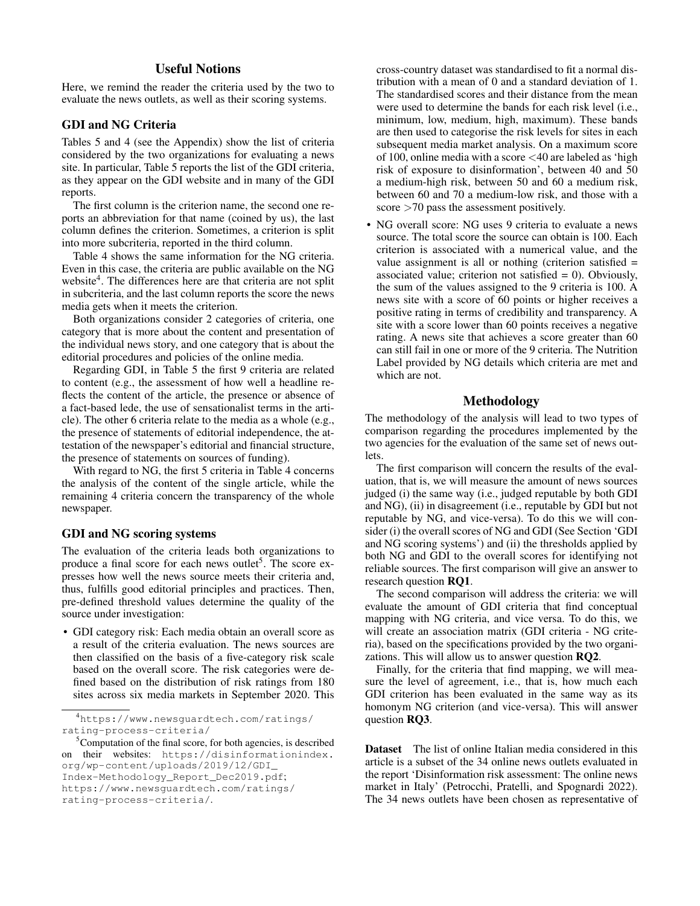## Useful Notions

Here, we remind the reader the criteria used by the two to evaluate the news outlets, as well as their scoring systems.

### GDI and NG Criteria

Tables 5 and 4 (see the Appendix) show the list of criteria considered by the two organizations for evaluating a news site. In particular, Table 5 reports the list of the GDI criteria, as they appear on the GDI website and in many of the GDI reports.

The first column is the criterion name, the second one reports an abbreviation for that name (coined by us), the last column defines the criterion. Sometimes, a criterion is split into more subcriteria, reported in the third column.

Table 4 shows the same information for the NG criteria. Even in this case, the criteria are public available on the NG website[4]. The differences here are that criteria are not split in subcriteria, and the last column reports the score the news media gets when it meets the criterion.

Both organizations consider 2 categories of criteria, one category that is more about the content and presentation of the individual news story, and one category that is about the editorial procedures and policies of the online media.

Regarding GDI, in Table 5 the first 9 criteria are related to content (e.g., the assessment of how well a headline reflects the content of the article, the presence or absence of a fact-based lede, the use of sensationalist terms in the article). The other 6 criteria relate to the media as a whole (e.g., the presence of statements of editorial independence, the attestation of the newspaper's editorial and financial structure, the presence of statements on sources of funding).

With regard to NG, the first 5 criteria in Table 4 concerns the analysis of the content of the single article, while the remaining 4 criteria concern the transparency of the whole newspaper.

### GDI and NG scoring systems

The evaluation of the criteria leads both organizations to produce a final score for each news outlet[5]. The score expresses how well the news source meets their criteria and, thus, fulfills good editorial principles and practices. Then, pre-defined threshold values determine the quality of the source under investigation:

- GDI category risk: Each media obtain an overall score as a result of the criteria evaluation. The news sources are then classified on the basis of a five-category risk scale based on the overall score. The risk categories were defined based on the distribution of risk ratings from 180 sites across six media markets in September 2020. This cross-country dataset was standardised to fit a normal distribution with a mean of 0 and a standard deviation of 1. The standardised scores and their distance from the mean were used to determine the bands for each risk level (i.e., minimum, low, medium, high, maximum). These bands are then used to categorise the risk levels for sites in each subsequent media market analysis. On a maximum score of 100, online media with a score <40 are labeled as 'high risk of exposure to disinformation', between 40 and 50 a medium-high risk, between 50 and 60 a medium risk, between 60 and 70 a medium-low risk, and those with a score >70 pass the assessment positively.
- NG overall score: NG uses 9 criteria to evaluate a news source. The total score the source can obtain is 100. Each criterion is associated with a numerical value, and the value assignment is all or nothing (criterion satisfied = associated value; criterion not satisfied = 0). Obviously, the sum of the values assigned to the 9 criteria is 100. A news site with a score of 60 points or higher receives a positive rating in terms of credibility and transparency. A site with a score lower than 60 points receives a negative rating. A news site that achieves a score greater than 60 can still fail in one or more of the 9 criteria. The Nutrition Label provided by NG details which criteria are met and which are not.

## Methodology

The methodology of the analysis will lead to two types of comparison regarding the procedures implemented by the two agencies for the evaluation of the same set of news outlets.

The first comparison will concern the results of the evaluation, that is, we will measure the amount of news sources judged (i) the same way (i.e., judged reputable by both GDI and NG), (ii) in disagreement (i.e., reputable by GDI but not reputable by NG, and vice-versa). To do this we will consider (i) the overall scores of NG and GDI (See Section 'GDI and NG scoring systems') and (ii) the thresholds applied by both NG and GDI to the overall scores for identifying not reliable sources. The first comparison will give an answer to research question **RQ1**.

The second comparison will address the criteria: we will evaluate the amount of GDI criteria that find conceptual mapping with NG criteria, and vice versa. To do this, we will create an association matrix (GDI criteria - NG criteria), based on the specifications provided by the two organizations. This will allow us to answer question **RQ2**.

Finally, for the criteria that find mapping, we will measure the level of agreement, i.e., that is, how much each GDI criterion has been evaluated in the same way as its homonym NG criterion (and vice-versa). This will answer question **RQ3**.

**Dataset** The list of online Italian media considered in this article is a subset of the 34 online news outlets evaluated in the report 'Disinformation risk assessment: The online news market in Italy' (Petrocchi, Pratelli, and Spognardi 2022). The 34 news outlets have been chosen as representative of

[4] https://www.newsguardtech.com/ratings/rating-process-criteria/

[5] Computation of the final score, for both agencies, is described on their websites: https://disinformationindex.org/wp-content/uploads/2019/12/GDI_Index-Methodology_Report_Dec2019.pdf; https://www.newsguardtech.com/ratings/rating-process-criteria/.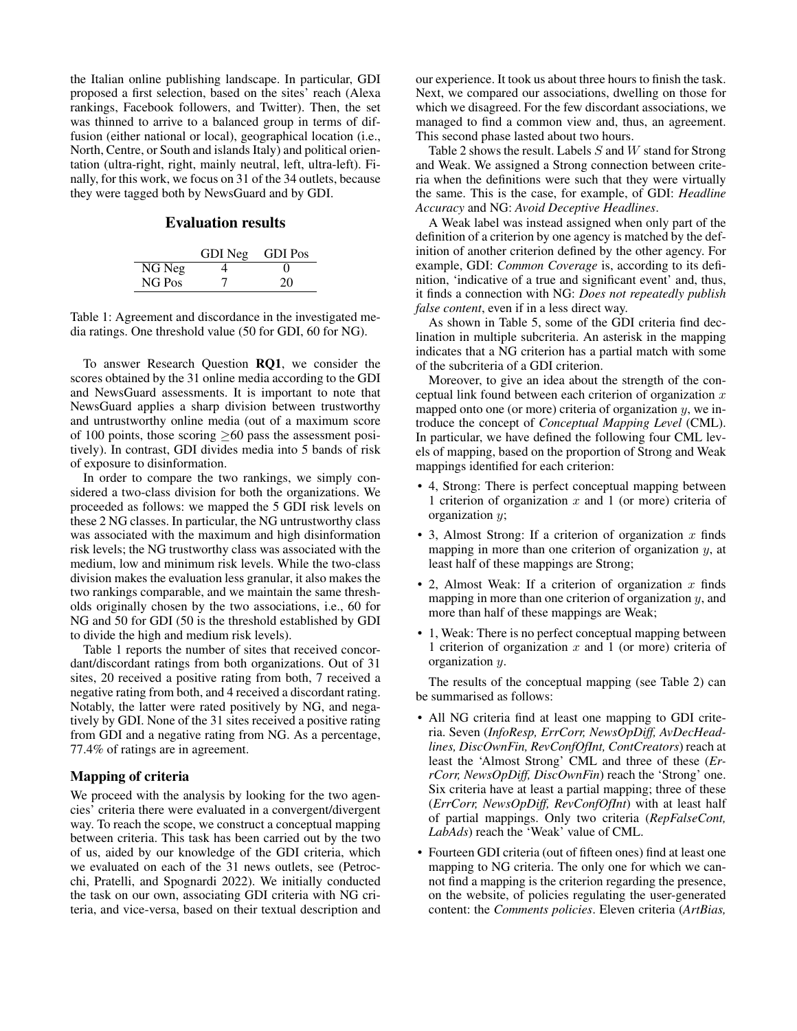the Italian online publishing landscape. In particular, GDI proposed a first selection, based on the sites' reach (Alexa rankings, Facebook followers, and Twitter). Then, the set was thinned to arrive to a balanced group in terms of diffusion (either national or local), geographical location (i.e., North, Centre, or South and islands Italy) and political orientation (ultra-right, right, mainly neutral, left, ultra-left). Finally, for this work, we focus on 31 of the 34 outlets, because they were tagged both by NewsGuard and by GDI.

## Evaluation results

| | GDI Neg | GDI Pos |
|---|---|---|
| NG Neg | 4 | 0 |
| NG Pos | 7 | 20 |

Table 1: Agreement and discordance in the investigated media ratings. One threshold value (50 for GDI, 60 for NG).

To answer Research Question **RQ1**, we consider the scores obtained by the 31 online media according to the GDI and NewsGuard assessments. It is important to note that NewsGuard applies a sharp division between trustworthy and untrustworthy online media (out of a maximum score of 100 points, those scoring $\geq$60 pass the assessment positively). In contrast, GDI divides media into 5 bands of risk of exposure to disinformation.

In order to compare the two rankings, we simply considered a two-class division for both the organizations. We proceeded as follows: we mapped the 5 GDI risk levels on these 2 NG classes. In particular, the NG untrustworthy class was associated with the maximum and high disinformation risk levels; the NG trustworthy class was associated with the medium, low and minimum risk levels. While the two-class division makes the evaluation less granular, it also makes the two rankings comparable, and we maintain the same thresholds originally chosen by the two associations, i.e., 60 for NG and 50 for GDI (50 is the threshold established by GDI to divide the high and medium risk levels).

Table 1 reports the number of sites that received concordant/discordant ratings from both organizations. Out of 31 sites, 20 received a positive rating from both, 7 received a negative rating from both, and 4 received a discordant rating. Notably, the latter were rated positively by NG, and negatively by GDI. None of the 31 sites received a positive rating from GDI and a negative rating from NG. As a percentage, 77.4% of ratings are in agreement.

### Mapping of criteria

We proceed with the analysis by looking for the two agencies' criteria there were evaluated in a convergent/divergent way. To reach the scope, we construct a conceptual mapping between criteria. This task has been carried out by the two of us, aided by our knowledge of the GDI criteria, which we evaluated on each of the 31 news outlets, see (Petrocchi, Pratelli, and Spognardi 2022). We initially conducted the task on our own, associating GDI criteria with NG criteria, and vice-versa, based on their textual description and our experience. It took us about three hours to finish the task. Next, we compared our associations, dwelling on those for which we disagreed. For the few discordant associations, we managed to find a common view and, thus, an agreement. This second phase lasted about two hours.

Table 2 shows the result. Labels $S$ and $W$ stand for Strong and Weak. We assigned a Strong connection between criteria when the definitions were such that they were virtually the same. This is the case, for example, of GDI: *Headline Accuracy* and NG: *Avoid Deceptive Headlines*.

A Weak label was instead assigned when only part of the definition of a criterion by one agency is matched by the definition of another criterion defined by the other agency. For example, GDI: *Common Coverage* is, according to its definition, 'indicative of a true and significant event' and, thus, it finds a connection with NG: *Does not repeatedly publish false content*, even if in a less direct way.

As shown in Table 5, some of the GDI criteria find declination in multiple subcriteria. An asterisk in the mapping indicates that a NG criterion has a partial match with some of the subcriteria of a GDI criterion.

Moreover, to give an idea about the strength of the conceptual link found between each criterion of organization $x$ mapped onto one (or more) criteria of organization $y$, we introduce the concept of *Conceptual Mapping Level* (CML). In particular, we have defined the following four CML levels of mapping, based on the proportion of Strong and Weak mappings identified for each criterion:

- 4, Strong: There is perfect conceptual mapping between 1 criterion of organization $x$ and 1 (or more) criteria of organization $y$;
- 3, Almost Strong: If a criterion of organization $x$ finds mapping in more than one criterion of organization $y$, at least half of these mappings are Strong;
- 2, Almost Weak: If a criterion of organization $x$ finds mapping in more than one criterion of organization $y$, and more than half of these mappings are Weak;
- 1, Weak: There is no perfect conceptual mapping between 1 criterion of organization $x$ and 1 (or more) criteria of organization $y$.

The results of the conceptual mapping (see Table 2) can be summarised as follows:

- All NG criteria find at least one mapping to GDI criteria. Seven (*InfoResp, ErrCorr, NewsOpDiff, AvDecHeadlines, DiscOwnFin, RevConfOfInt, ContCreators*) reach at least the 'Almost Strong' CML and three of these (*ErrCorr, NewsOpDiff, DiscOwnFin*) reach the 'Strong' one. Six criteria have at least a partial mapping; three of these (*ErrCorr, NewsOpDiff, RevConfOfInt*) with at least half of partial mappings. Only two criteria (*RepFalseCont, LabAds*) reach the 'Weak' value of CML.
- Fourteen GDI criteria (out of fifteen ones) find at least one mapping to NG criteria. The only one for which we cannot find a mapping is the criterion regarding the presence, on the website, of policies regulating the user-generated content: the *Comments policies*. Eleven criteria (*ArtBias,*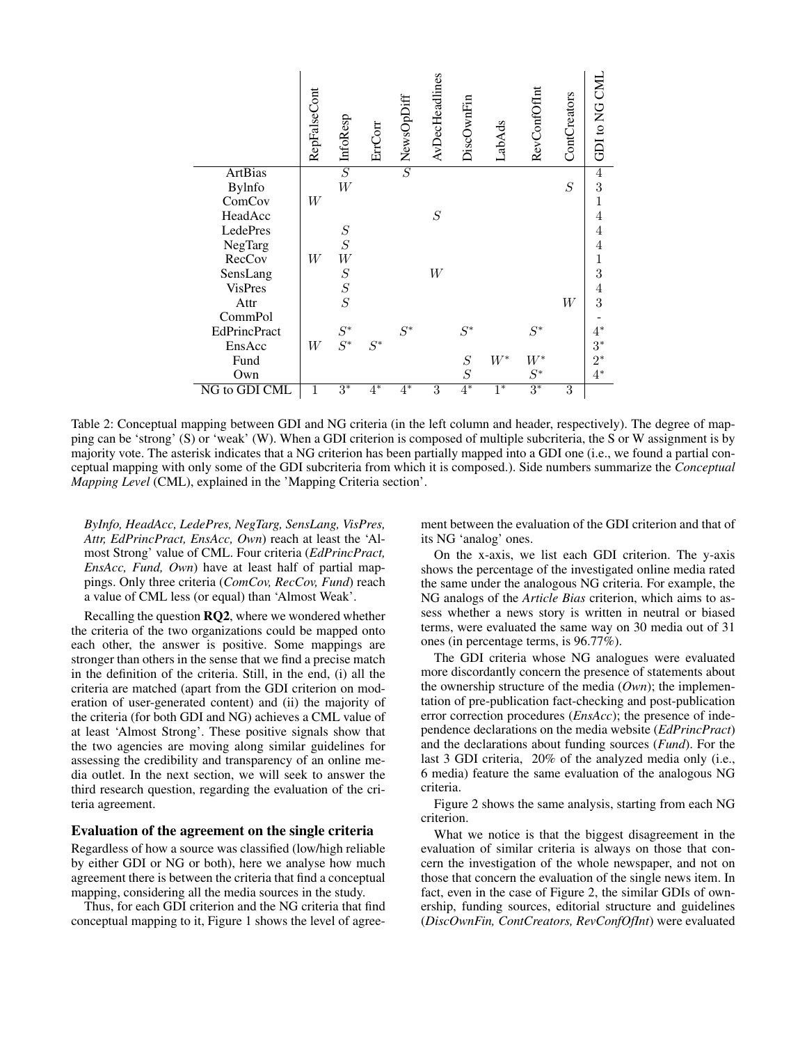| | RepFalseCont | InfoResp | ErrCorr | NewsOpDiff | AvDecHeadlines | DiscOwnFin | LabAds | RevConfOfInt | ContCreators | GDI to NG CML |
|---|---|---|---|---|---|---|---|---|---|---|
| ArtBias | | $S$ | | $S$ | | | | | | 4 |
| BylInfo | | $W$ | | | | | | | $S$ | 3 |
| ComCov | $W$ | | | | | | | | | 1 |
| HeadAcc | | | | | $S$ | | | | | 4 |
| LedePres | | $S$ | | | | | | | | 4 |
| NegTarg | | $S$ | | | | | | | | 4 |
| RecCov | $W$ | $W$ | | | | | | | | 1 |
| SensLang | | $S$ | | | $W$ | | | | | 3 |
| VisPres | | $S$ | | | | | | | | 4 |
| Attr | | $S$ | | | | | | | $W$ | 3 |
| CommPol | | | | | | | | | | - |
| EdPrincPract | | $S^*$ | | $S^*$ | | $S^*$ | | $S^*$ | | $4^*$ |
| EnsAcc | $W$ | $S^*$ | $S^*$ | | | | | | | $3^*$ |
| Fund | | | | | | $S$ | $W^*$ | $W^*$ | | $2^*$ |
| Own | | | | | | $S$ | | $S^*$ | | $4^*$ |
| NG to GDI CML | 1 | $3^*$ | $4^*$ | $4^*$ | 3 | $4^*$ | $1^*$ | $3^*$ | 3 | |

Table 2: Conceptual mapping between GDI and NG criteria (in the left column and header, respectively). The degree of mapping can be 'strong' (S) or 'weak' (W). When a GDI criterion is composed of multiple subcriteria, the S or W assignment is by majority vote. The asterisk indicates that a NG criterion has been partially mapped into a GDI one (i.e., we found a partial conceptual mapping with only some of the GDI subcriteria from which it is composed.). Side numbers summarize the *Conceptual Mapping Level* (CML), explained in the 'Mapping Criteria section'.

*ByInfo, HeadAcc, LedePres, NegTarg, SensLang, VisPres, Attr, EdPrincPract, EnsAcc, Own*) reach at least the 'Almost Strong' value of CML. Four criteria (*EdPrincPract, EnsAcc, Fund, Own*) have at least half of partial mappings. Only three criteria (*ComCov, RecCov, Fund*) reach a value of CML less (or equal) than 'Almost Weak'.

Recalling the question **RQ2**, where we wondered whether the criteria of the two organizations could be mapped onto each other, the answer is positive. Some mappings are stronger than others in the sense that we find a precise match in the definition of the criteria. Still, in the end, (i) all the criteria are matched (apart from the GDI criterion on moderation of user-generated content) and (ii) the majority of the criteria (for both GDI and NG) achieves a CML value of at least 'Almost Strong'. These positive signals show that the two agencies are moving along similar guidelines for assessing the credibility and transparency of an online media outlet. In the next section, we will seek to answer the third research question, regarding the evaluation of the criteria agreement.

## Evaluation of the agreement on the single criteria

Regardless of how a source was classified (low/high reliable by either GDI or NG or both), here we analyse how much agreement there is between the criteria that find a conceptual mapping, considering all the media sources in the study.

Thus, for each GDI criterion and the NG criteria that find conceptual mapping to it, Figure 1 shows the level of agreement between the evaluation of the GDI criterion and that of its NG 'analog' ones.

On the x-axis, we list each GDI criterion. The y-axis shows the percentage of the investigated online media rated the same under the analogous NG criteria. For example, the NG analogs of the *Article Bias* criterion, which aims to assess whether a news story is written in neutral or biased terms, were evaluated the same way on 30 media out of 31 ones (in percentage terms, is 96.77%).

The GDI criteria whose NG analogues were evaluated more discordantly concern the presence of statements about the ownership structure of the media (*Own*); the implementation of pre-publication fact-checking and post-publication error correction procedures (*EnsAcc*); the presence of independence declarations on the media website (*EdPrincPract*) and the declarations about funding sources (*Fund*). For the last 3 GDI criteria, 20% of the analyzed media only (i.e., 6 media) feature the same evaluation of the analogous NG criteria.

Figure 2 shows the same analysis, starting from each NG criterion.

What we notice is that the biggest disagreement in the evaluation of similar criteria is always on those that concern the investigation of the whole newspaper, and not on those that concern the evaluation of the single news item. In fact, even in the case of Figure 2, the similar GDIs of ownership, funding sources, editorial structure and guidelines (*DiscOwnFin, ContCreators, RevConfOfInt*) were evaluated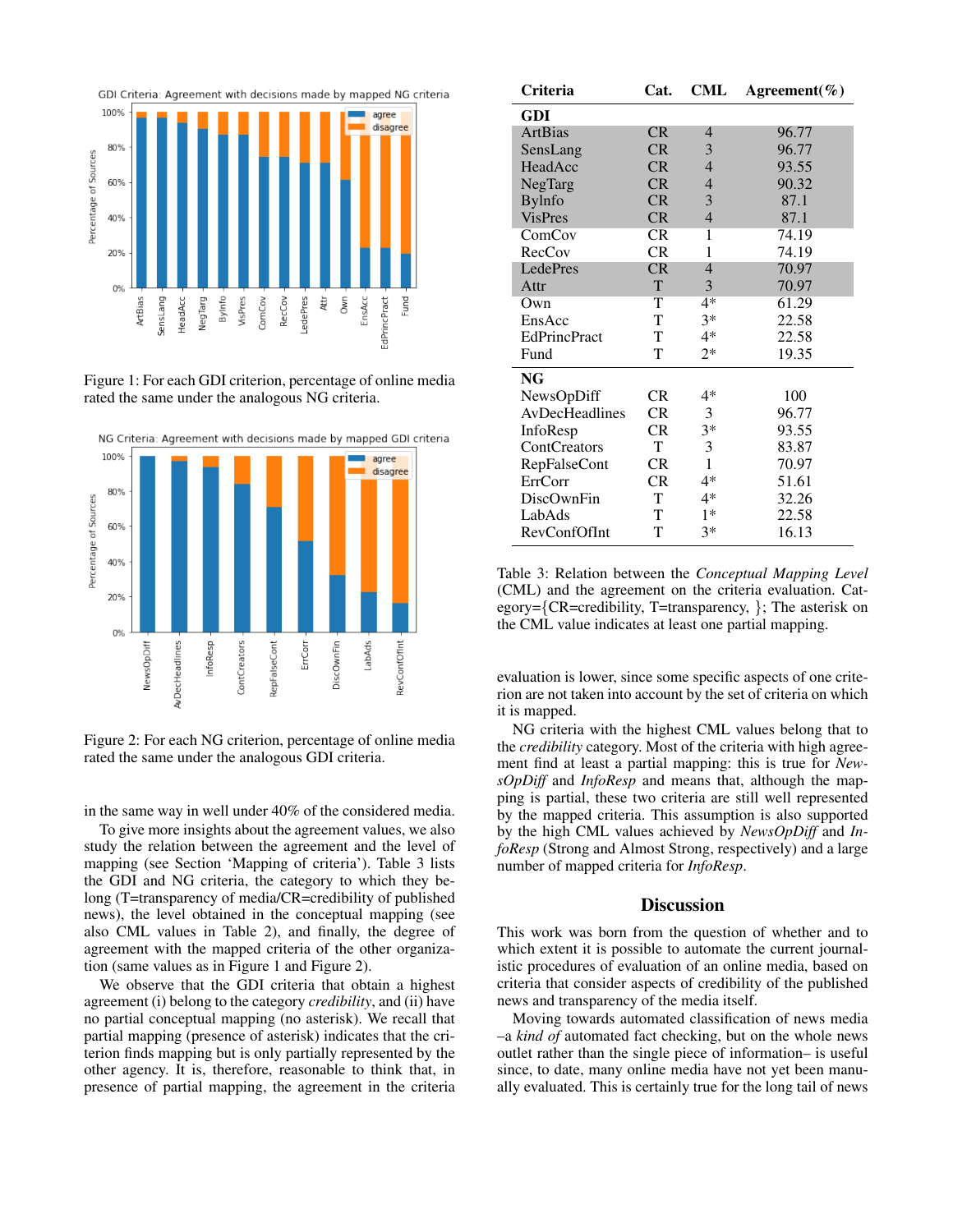Figure 1: For each GDI criterion, percentage of online media rated the same under the analogous NG criteria.

Figure 2: For each NG criterion, percentage of online media rated the same under the analogous GDI criteria.

in the same way in well under 40% of the considered media.

To give more insights about the agreement values, we also study the relation between the agreement and the level of mapping (see Section 'Mapping of criteria'). Table 3 lists the GDI and NG criteria, the category to which they belong (T=transparency of media/CR=credibility of published news), the level obtained in the conceptual mapping (see also CML values in Table 2), and finally, the degree of agreement with the mapped criteria of the other organization (same values as in Figure 1 and Figure 2).

We observe that the GDI criteria that obtain a highest agreement (i) belong to the category *credibility*, and (ii) have no partial conceptual mapping (no asterisk). We recall that partial mapping (presence of asterisk) indicates that the criterion finds mapping but is only partially represented by the other agency. It is, therefore, reasonable to think that, in presence of partial mapping, the agreement in the criteria evaluation is lower, since some specific aspects of one criterion are not taken into account by the set of criteria on which it is mapped.

| Criteria | Cat. | CML | Agreement(%) |
|---|---|---|---|
| **GDI** | | | |
| ArtBias | CR | 4 | 96.77 |
| SensLang | CR | 3 | 96.77 |
| HeadAcc | CR | 4 | 93.55 |
| NegTarg | CR | 4 | 90.32 |
| BylInfo | CR | 3 | 87.1 |
| VisPres | CR | 4 | 87.1 |
| ComCov | CR | 1 | 74.19 |
| RecCov | CR | 1 | 74.19 |
| LedePres | CR | 4 | 70.97 |
| Attr | T | 3 | 70.97 |
| Own | T | 4* | 61.29 |
| EnsAcc | T | 3* | 22.58 |
| EdPrincPract | T | 4* | 22.58 |
| Fund | T | 2* | 19.35 |
| **NG** | | | |
| NewsOpDiff | CR | 4* | 100 |
| AvDecHeadlines | CR | 3 | 96.77 |
| InfoResp | CR | 3* | 93.55 |
| ContCreators | T | 3 | 83.87 |
| RepFalseCont | CR | 1 | 70.97 |
| ErrCorr | CR | 4* | 51.61 |
| DiscOwnFin | T | 4* | 32.26 |
| LabAds | T | 1* | 22.58 |
| RevConfOfInt | T | 3* | 16.13 |

Table 3: Relation between the *Conceptual Mapping Level* (CML) and the agreement on the criteria evaluation. Category={CR=credibility, T=transparency, }; The asterisk on the CML value indicates at least one partial mapping.

NG criteria with the highest CML values belong that to the *credibility* category. Most of the criteria with high agreement find at least a partial mapping: this is true for *NewsOpDiff* and *InfoResp* and means that, although the mapping is partial, these two criteria are still well represented by the mapped criteria. This assumption is also supported by the high CML values achieved by *NewsOpDiff* and *InfoResp* (Strong and Almost Strong, respectively) and a large number of mapped criteria for *InfoResp*.

## Discussion

This work was born from the question of whether and to which extent it is possible to automate the current journalistic procedures of evaluation of an online media, based on criteria that consider aspects of credibility of the published news and transparency of the media itself.

Moving towards automated classification of news media –a *kind of* automated fact checking, but on the whole news outlet rather than the single piece of information– is useful since, to date, many online media have not yet been manually evaluated. This is certainly true for the long tail of news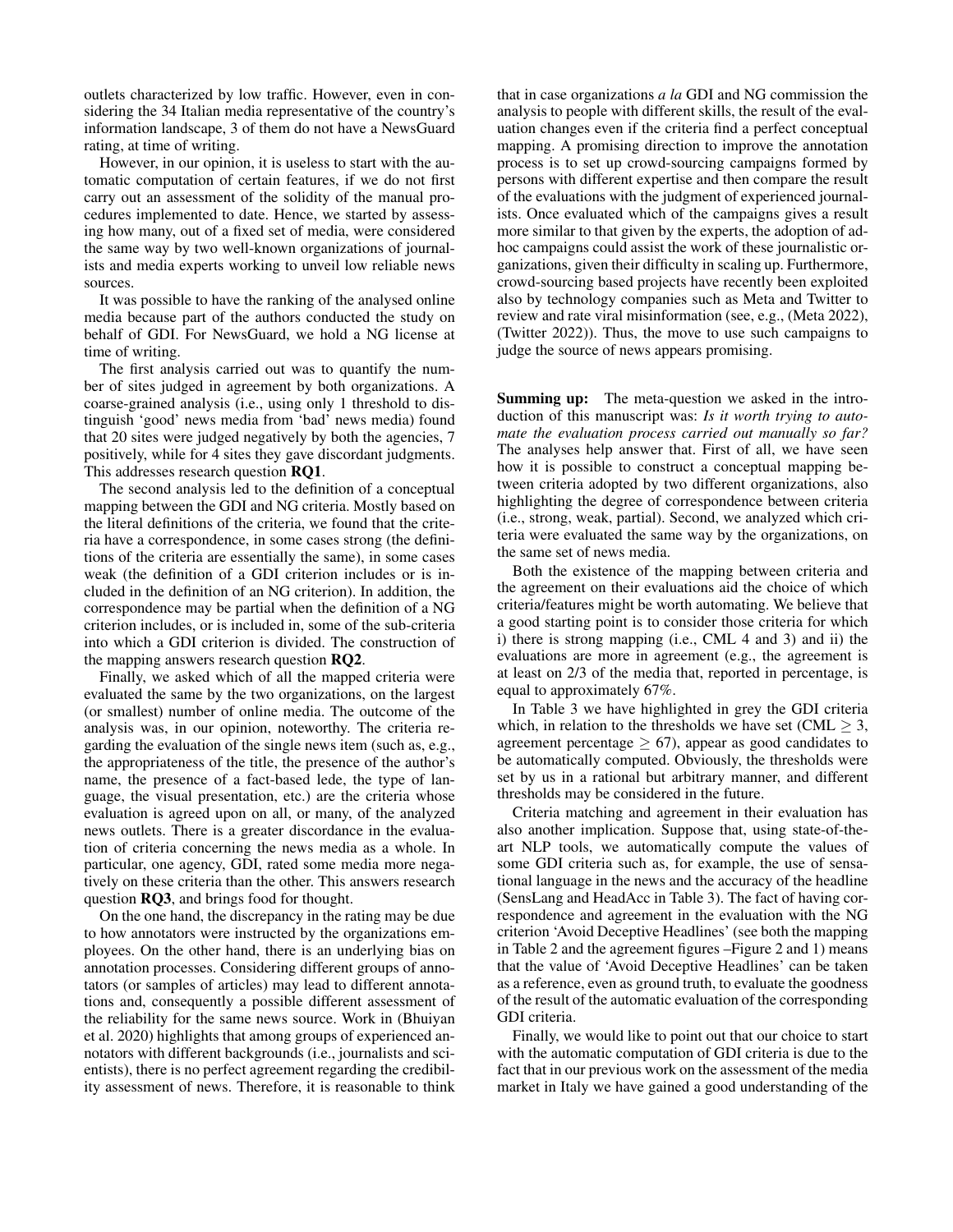outlets characterized by low traffic. However, even in considering the 34 Italian media representative of the country's information landscape, 3 of them do not have a NewsGuard rating, at time of writing.

However, in our opinion, it is useless to start with the automatic computation of certain features, if we do not first carry out an assessment of the solidity of the manual procedures implemented to date. Hence, we started by assessing how many, out of a fixed set of media, were considered the same way by two well-known organizations of journalists and media experts working to unveil low reliable news sources.

It was possible to have the ranking of the analysed online media because part of the authors conducted the study on behalf of GDI. For NewsGuard, we hold a NG license at time of writing.

The first analysis carried out was to quantify the number of sites judged in agreement by both organizations. A coarse-grained analysis (i.e., using only 1 threshold to distinguish 'good' news media from 'bad' news media) found that 20 sites were judged negatively by both the agencies, 7 positively, while for 4 sites they gave discordant judgments. This addresses research question **RQ1**.

The second analysis led to the definition of a conceptual mapping between the GDI and NG criteria. Mostly based on the literal definitions of the criteria, we found that the criteria have a correspondence, in some cases strong (the definitions of the criteria are essentially the same), in some cases weak (the definition of a GDI criterion includes or is included in the definition of an NG criterion). In addition, the correspondence may be partial when the definition of a NG criterion includes, or is included in, some of the sub-criteria into which a GDI criterion is divided. The construction of the mapping answers research question **RQ2**.

Finally, we asked which of all the mapped criteria were evaluated the same by the two organizations, on the largest (or smallest) number of online media. The outcome of the analysis was, in our opinion, noteworthy. The criteria regarding the evaluation of the single news item (such as, e.g., the appropriateness of the title, the presence of the author's name, the presence of a fact-based lede, the type of language, the visual presentation, etc.) are the criteria whose evaluation is agreed upon on all, or many, of the analyzed news outlets. There is a greater discordance in the evaluation of criteria concerning the news media as a whole. In particular, one agency, GDI, rated some media more negatively on these criteria than the other. This answers research question **RQ3**, and brings food for thought.

On the one hand, the discrepancy in the rating may be due to how annotators were instructed by the organizations employees. On the other hand, there is an underlying bias on annotation processes. Considering different groups of annotators (or samples of articles) may lead to different annotations and, consequently a possible different assessment of the reliability for the same news source. Work in (Bhuiyan et al. 2020) highlights that among groups of experienced annotators with different backgrounds (i.e., journalists and scientists), there is no perfect agreement regarding the credibility assessment of news. Therefore, it is reasonable to think that in case organizations *a la* GDI and NG commission the analysis to people with different skills, the result of the evaluation changes even if the criteria find a perfect conceptual mapping. A promising direction to improve the annotation process is to set up crowd-sourcing campaigns formed by persons with different expertise and then compare the result of the evaluations with the judgment of experienced journalists. Once evaluated which of the campaigns gives a result more similar to that given by the experts, the adoption of ad-hoc campaigns could assist the work of these journalistic organizations, given their difficulty in scaling up. Furthermore, crowd-sourcing based projects have recently been exploited also by technology companies such as Meta and Twitter to review and rate viral misinformation (see, e.g., (Meta 2022), (Twitter 2022)). Thus, the move to use such campaigns to judge the source of news appears promising.

**Summing up:** The meta-question we asked in the introduction of this manuscript was: *Is it worth trying to automate the evaluation process carried out manually so far?* The analyses help answer that. First of all, we have seen how it is possible to construct a conceptual mapping between criteria adopted by two different organizations, also highlighting the degree of correspondence between criteria (i.e., strong, weak, partial). Second, we analyzed which criteria were evaluated the same way by the organizations, on the same set of news media.

Both the existence of the mapping between criteria and the agreement on their evaluations aid the choice of which criteria/features might be worth automating. We believe that a good starting point is to consider those criteria for which i) there is strong mapping (i.e., CML 4 and 3) and ii) the evaluations are more in agreement (e.g., the agreement is at least on 2/3 of the media that, reported in percentage, is equal to approximately 67%.

In Table 3 we have highlighted in grey the GDI criteria which, in relation to the thresholds we have set (CML $\geq 3$, agreement percentage $\geq 67$), appear as good candidates to be automatically computed. Obviously, the thresholds were set by us in a rational but arbitrary manner, and different thresholds may be considered in the future.

Criteria matching and agreement in their evaluation has also another implication. Suppose that, using state-of-the-art NLP tools, we automatically compute the values of some GDI criteria such as, for example, the use of sensational language in the news and the accuracy of the headline (SensLang and HeadAcc in Table 3). The fact of having correspondence and agreement in the evaluation with the NG criterion 'Avoid Deceptive Headlines' (see both the mapping in Table 2 and the agreement figures –Figure 2 and 1) means that the value of 'Avoid Deceptive Headlines' can be taken as a reference, even as ground truth, to evaluate the goodness of the result of the automatic evaluation of the corresponding GDI criteria.

Finally, we would like to point out that our choice to start with the automatic computation of GDI criteria is due to the fact that in our previous work on the assessment of the media market in Italy we have gained a good understanding of the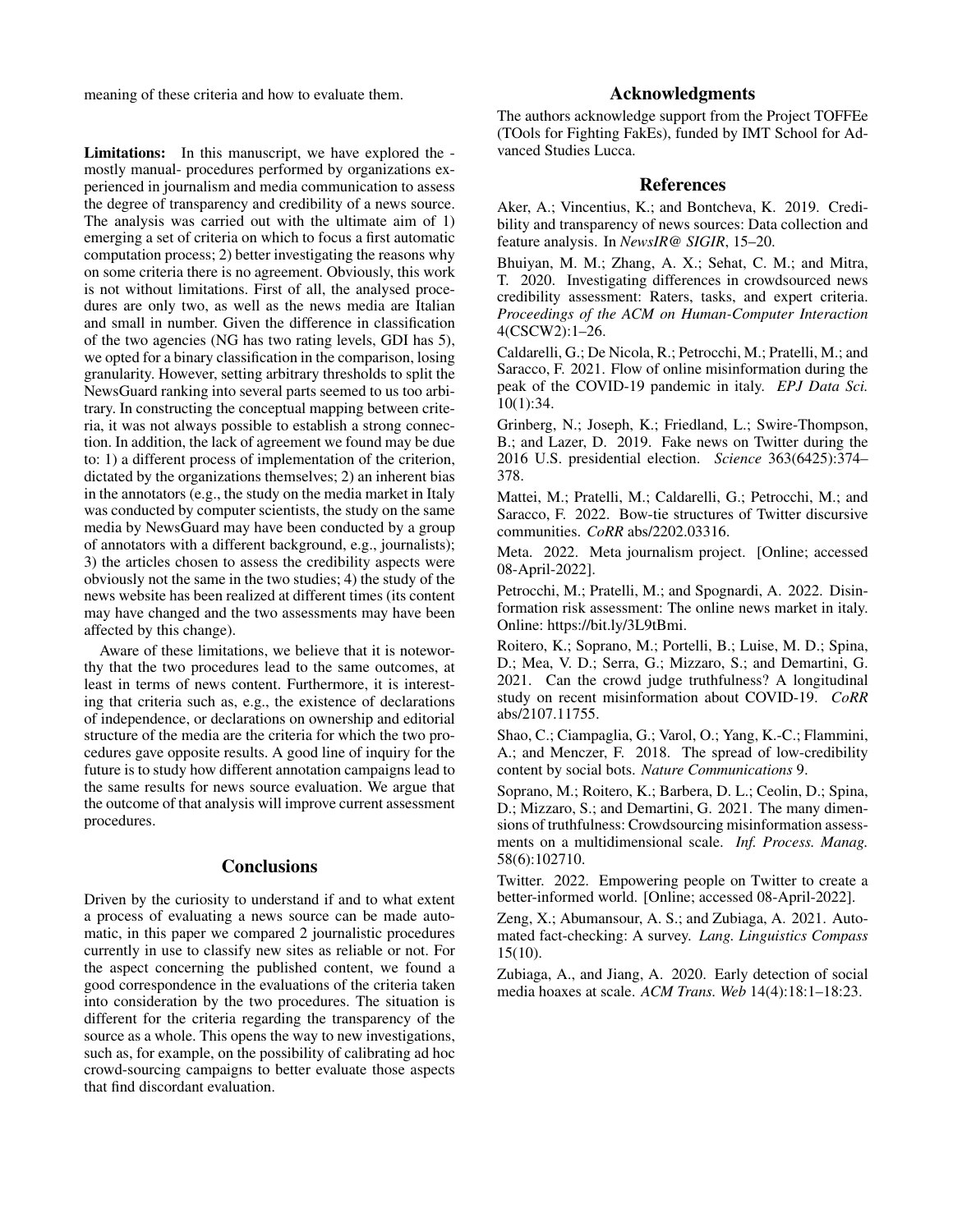meaning of these criteria and how to evaluate them.

**Limitations:** In this manuscript, we have explored the -mostly manual- procedures performed by organizations experienced in journalism and media communication to assess the degree of transparency and credibility of a news source. The analysis was carried out with the ultimate aim of 1) emerging a set of criteria on which to focus a first automatic computation process; 2) better investigating the reasons why on some criteria there is no agreement. Obviously, this work is not without limitations. First of all, the analysed procedures are only two, as well as the news media are Italian and small in number. Given the difference in classification of the two agencies (NG has two rating levels, GDI has 5), we opted for a binary classification in the comparison, losing granularity. However, setting arbitrary thresholds to split the NewsGuard ranking into several parts seemed to us too arbitrary. In constructing the conceptual mapping between criteria, it was not always possible to establish a strong connection. In addition, the lack of agreement we found may be due to: 1) a different process of implementation of the criterion, dictated by the organizations themselves; 2) an inherent bias in the annotators (e.g., the study on the media market in Italy was conducted by computer scientists, the study on the same media by NewsGuard may have been conducted by a group of annotators with a different background, e.g., journalists); 3) the articles chosen to assess the credibility aspects were obviously not the same in the two studies; 4) the study of the news website has been realized at different times (its content may have changed and the two assessments may have been affected by this change).

Aware of these limitations, we believe that it is noteworthy that the two procedures lead to the same outcomes, at least in terms of news content. Furthermore, it is interesting that criteria such as, e.g., the existence of declarations of independence, or declarations on ownership and editorial structure of the media are the criteria for which the two procedures gave opposite results. A good line of inquiry for the future is to study how different annotation campaigns lead to the same results for news source evaluation. We argue that the outcome of that analysis will improve current assessment procedures.

## Conclusions

Driven by the curiosity to understand if and to what extent a process of evaluating a news source can be made automatic, in this paper we compared 2 journalistic procedures currently in use to classify new sites as reliable or not. For the aspect concerning the published content, we found a good correspondence in the evaluations of the criteria taken into consideration by the two procedures. The situation is different for the criteria regarding the transparency of the source as a whole. This opens the way to new investigations, such as, for example, on the possibility of calibrating ad hoc crowd-sourcing campaigns to better evaluate those aspects that find discordant evaluation.

## Acknowledgments

The authors acknowledge support from the Project TOFFEe (TOols for Fighting FakEs), funded by IMT School for Advanced Studies Lucca.

## References

Aker, A.; Vincentius, K.; and Bontcheva, K. 2019. Credibility and transparency of news sources: Data collection and feature analysis. In *NewsIR@ SIGIR*, 15–20.

Bhuiyan, M. M.; Zhang, A. X.; Sehat, C. M.; and Mitra, T. 2020. Investigating differences in crowdsourced news credibility assessment: Raters, tasks, and expert criteria. *Proceedings of the ACM on Human-Computer Interaction* 4(CSCW2):1–26.

Caldarelli, G.; De Nicola, R.; Petrocchi, M.; Pratelli, M.; and Saracco, F. 2021. Flow of online misinformation during the peak of the COVID-19 pandemic in italy. *EPJ Data Sci.* 10(1):34.

Grinberg, N.; Joseph, K.; Friedland, L.; Swire-Thompson, B.; and Lazer, D. 2019. Fake news on Twitter during the 2016 U.S. presidential election. *Science* 363(6425):374–378.

Mattei, M.; Pratelli, M.; Caldarelli, G.; Petrocchi, M.; and Saracco, F. 2022. Bow-tie structures of Twitter discursive communities. *CoRR* abs/2202.03316.

Meta. 2022. Meta journalism project. [Online; accessed 08-April-2022].

Petrocchi, M.; Pratelli, M.; and Spognardi, A. 2022. Disinformation risk assessment: The online news market in italy. Online: https://bit.ly/3L9tBmi.

Roitero, K.; Soprano, M.; Portelli, B.; Luise, M. D.; Spina, D.; Mea, V. D.; Serra, G.; Mizzaro, S.; and Demartini, G. 2021. Can the crowd judge truthfulness? A longitudinal study on recent misinformation about COVID-19. *CoRR* abs/2107.11755.

Shao, C.; Ciampaglia, G.; Varol, O.; Yang, K.-C.; Flammini, A.; and Menczer, F. 2018. The spread of low-credibility content by social bots. *Nature Communications* 9.

Soprano, M.; Roitero, K.; Barbera, D. L.; Ceolin, D.; Spina, D.; Mizzaro, S.; and Demartini, G. 2021. The many dimensions of truthfulness: Crowdsourcing misinformation assessments on a multidimensional scale. *Inf. Process. Manag.* 58(6):102710.

Twitter. 2022. Empowering people on Twitter to create a better-informed world. [Online; accessed 08-April-2022].

Zeng, X.; Abumansour, A. S.; and Zubiaga, A. 2021. Automated fact-checking: A survey. *Lang. Linguistics Compass* 15(10).

Zubiaga, A., and Jiang, A. 2020. Early detection of social media hoaxes at scale. *ACM Trans. Web* 14(4):18:1–18:23.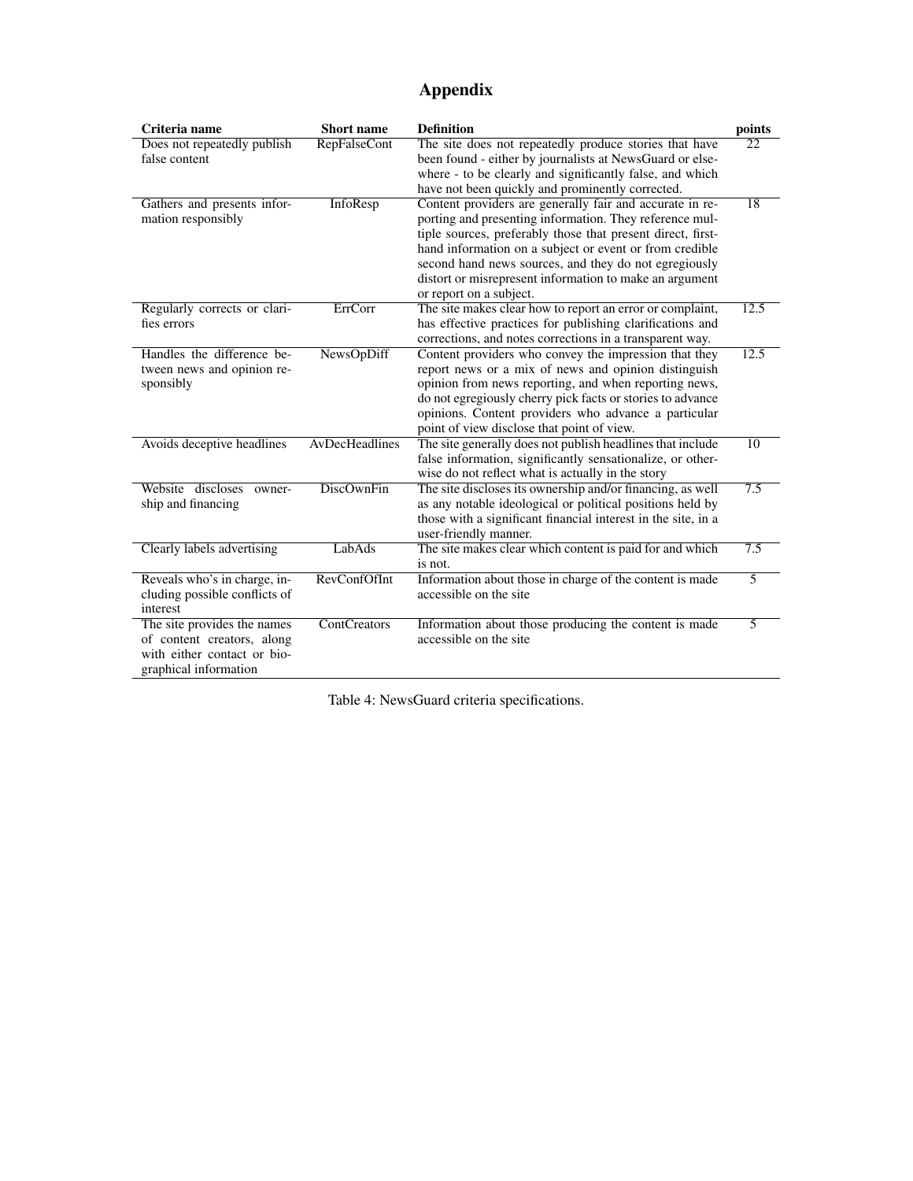# Appendix

| Criteria name | Short name | Definition | points |
|---|---|---|---|
| Does not repeatedly publish false content | RepFalseCont | The site does not repeatedly produce stories that have been found - either by journalists at NewsGuard or elsewhere - to be clearly and significantly false, and which have not been quickly and prominently corrected. | 22 |
| Gathers and presents information responsibly | InfoResp | Content providers are generally fair and accurate in reporting and presenting information. They reference multiple sources, preferably those that present direct, first-hand information on a subject or event or from credible second hand news sources, and they do not egregiously distort or misrepresent information to make an argument or report on a subject. | 18 |
| Regularly corrects or clarifies errors | ErrCorr | The site makes clear how to report an error or complaint, has effective practices for publishing clarifications and corrections, and notes corrections in a transparent way. | 12.5 |
| Handles the difference between news and opinion responsibly | NewsOpDiff | Content providers who convey the impression that they report news or a mix of news and opinion distinguish opinion from news reporting, and when reporting news, do not egregiously cherry pick facts or stories to advance opinions. Content providers who advance a particular point of view disclose that point of view. | 12.5 |
| Avoids deceptive headlines | AvDecHeadlines | The site generally does not publish headlines that include false information, significantly sensationalize, or otherwise do not reflect what is actually in the story | 10 |
| Website discloses ownership and financing | DiscOwnFin | The site discloses its ownership and/or financing, as well as any notable ideological or political positions held by those with a significant financial interest in the site, in a user-friendly manner. | 7.5 |
| Clearly labels advertising | LabAds | The site makes clear which content is paid for and which is not. | 7.5 |
| Reveals who's in charge, including possible conflicts of interest | RevConfOfInt | Information about those in charge of the content is made accessible on the site | 5 |
| The site provides the names of content creators, along with either contact or biographical information | ContCreators | Information about those producing the content is made accessible on the site | 5 |

Table 4: NewsGuard criteria specifications.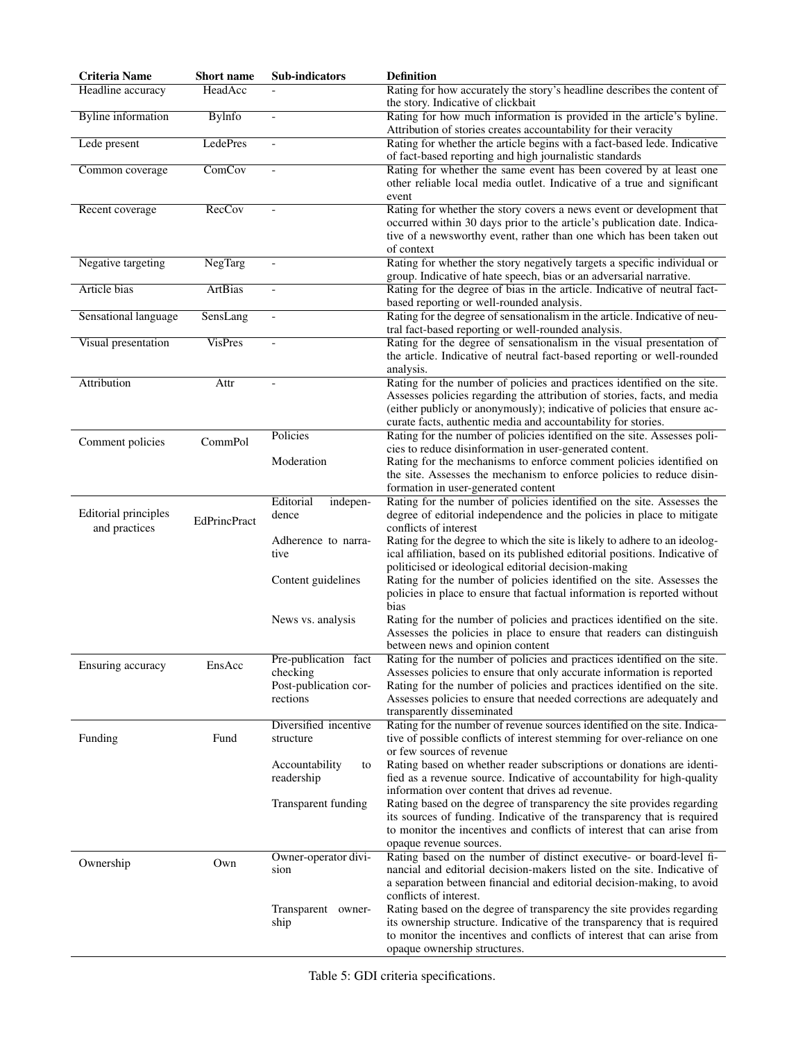| Criteria Name | Short name | Sub-indicators | Definition |
|---|---|---|---|
| Headline accuracy | HeadAcc | - | Rating for how accurately the story's headline describes the content of the story. Indicative of clickbait |
| Byline information | BylInfo | - | Rating for how much information is provided in the article's byline. Attribution of stories creates accountability for their veracity |
| Lede present | LedePres | - | Rating for whether the article begins with a fact-based lede. Indicative of fact-based reporting and high journalistic standards |
| Common coverage | ComCov | - | Rating for whether the same event has been covered by at least one other reliable local media outlet. Indicative of a true and significant event |
| Recent coverage | RecCov | - | Rating for whether the story covers a news event or development that occurred within 30 days prior to the article's publication date. Indicative of a newsworthy event, rather than one which has been taken out of context |
| Negative targeting | NegTarg | - | Rating for whether the story negatively targets a specific individual or group. Indicative of hate speech, bias or an adversarial narrative. |
| Article bias | ArtBias | - | Rating for the degree of bias in the article. Indicative of neutral fact-based reporting or well-rounded analysis. |
| Sensational language | SensLang | - | Rating for the degree of sensationalism in the article. Indicative of neutral fact-based reporting or well-rounded analysis. |
| Visual presentation | VisPres | - | Rating for the degree of sensationalism in the visual presentation of the article. Indicative of neutral fact-based reporting or well-rounded analysis. |
| Attribution | Attr | - | Rating for the number of policies and practices identified on the site. Assesses policies regarding the attribution of stories, facts, and media (either publicly or anonymously); indicative of policies that ensure accurate facts, authentic media and accountability for stories. |
| Comment policies | CommPol | Policies | Rating for the number of policies identified on the site. Assesses policies to reduce disinformation in user-generated content. |
| | | Moderation | Rating for the mechanisms to enforce comment policies identified on the site. Assesses the mechanism to enforce policies to reduce disinformation in user-generated content |
| Editorial principles and practices | EdPrincPract | Editorial independence | Rating for the number of policies identified on the site. Assesses the degree of editorial independence and the policies in place to mitigate conflicts of interest |
| | | Adherence to narrative | Rating for the degree to which the site is likely to adhere to an ideological affiliation, based on its published editorial positions. Indicative of politicised or ideological editorial decision-making |
| | | Content guidelines | Rating for the number of policies identified on the site. Assesses the policies in place to ensure that factual information is reported without bias |
| | | News vs. analysis | Rating for the number of policies and practices identified on the site. Assesses the policies in place to ensure that readers can distinguish between news and opinion content |
| Ensuring accuracy | EnsAcc | Pre-publication fact checking | Rating for the number of policies and practices identified on the site. Assesses policies to ensure that only accurate information is reported |
| | | Post-publication corrections | Rating for the number of policies and practices identified on the site. Assesses policies to ensure that needed corrections are adequately and transparently disseminated |
| Funding | Fund | Diversified incentive structure | Rating for the number of revenue sources identified on the site. Indicative of possible conflicts of interest stemming for over-reliance on one or few sources of revenue |
| | | Accountability to readership | Rating based on whether reader subscriptions or donations are identified as a revenue source. Indicative of accountability for high-quality information over content that drives ad revenue. |
| | | Transparent funding | Rating based on the degree of transparency the site provides regarding its sources of funding. Indicative of the transparency that is required to monitor the incentives and conflicts of interest that can arise from opaque revenue sources. |
| Ownership | Own | Owner-operator division | Rating based on the number of distinct executive- or board-level financial and editorial decision-makers listed on the site. Indicative of a separation between financial and editorial decision-making, to avoid conflicts of interest. |
| | | Transparent ownership | Rating based on the degree of transparency the site provides regarding its ownership structure. Indicative of the transparency that is required to monitor the incentives and conflicts of interest that can arise from opaque ownership structures. |

Table 5: GDI criteria specifications.